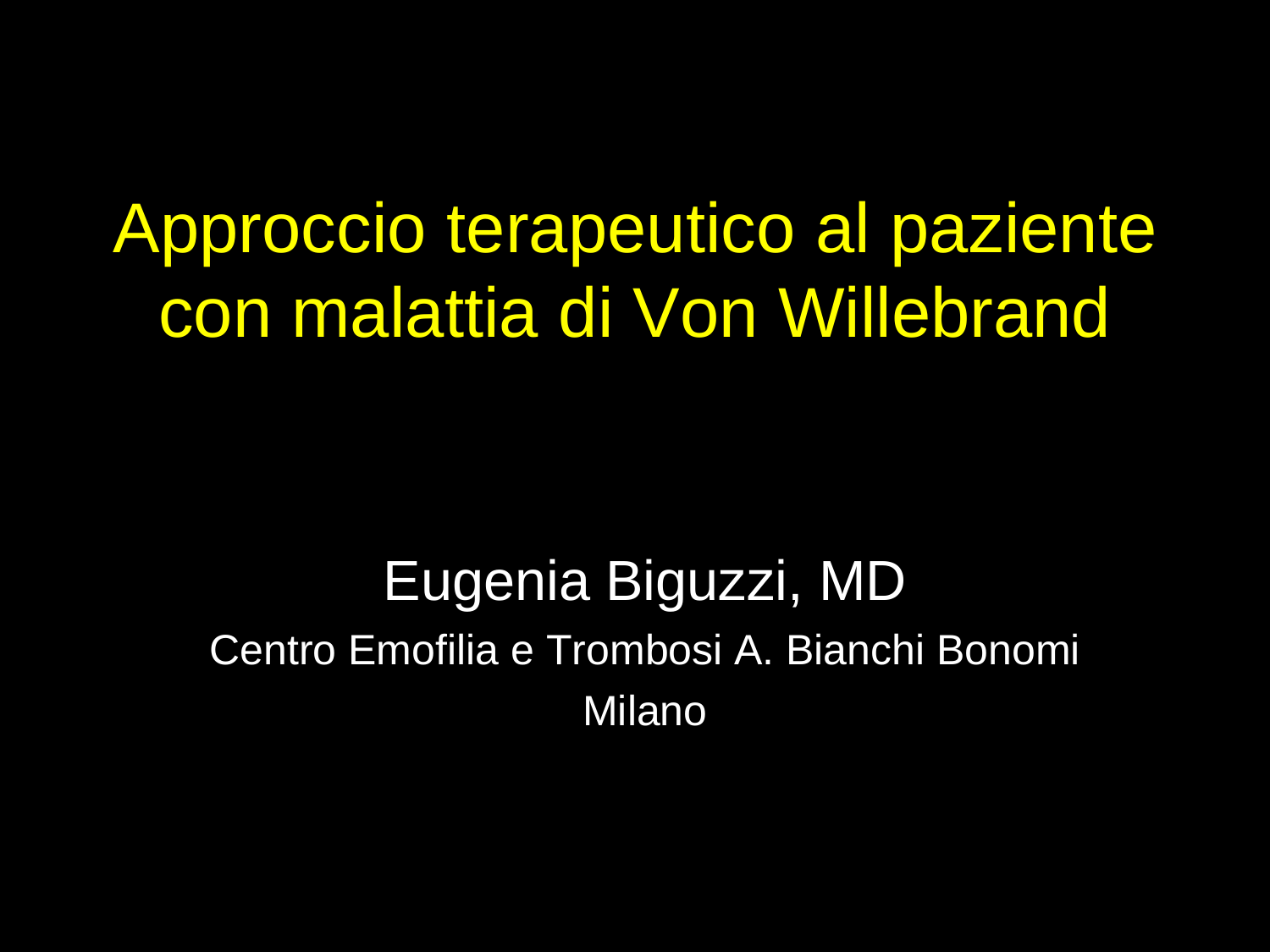# Approccio terapeutico al paziente con malattia di Von Willebrand

Eugenia Biguzzi, MD

Centro Emofilia e Trombosi A. Bianchi Bonomi

Milano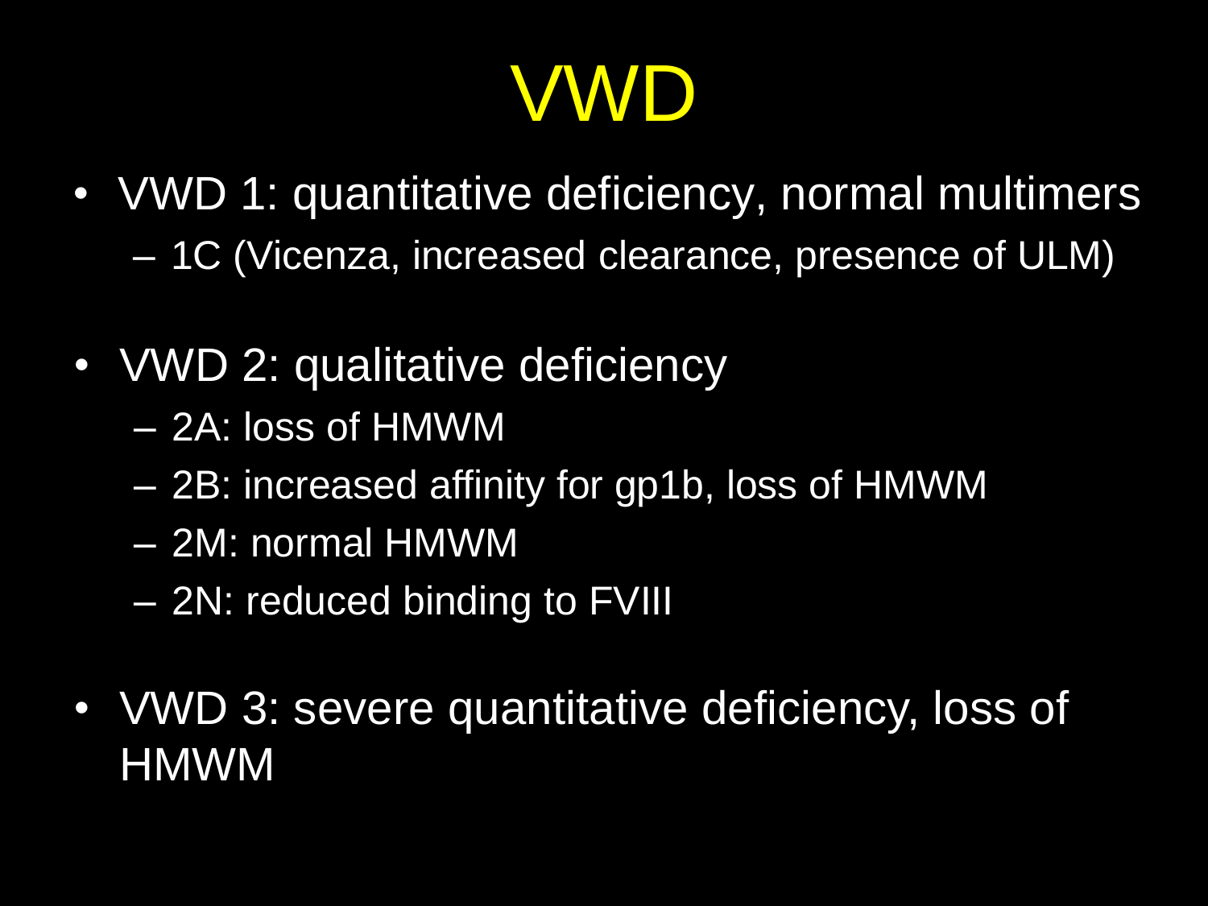# VWD

- VWD 1: quantitative deficiency, normal multimers
  - 1C (Vicenza, increased clearance, presence of ULM)

- VWD 2: qualitative deficiency
  - 2A: loss of HMWM
  - 2B: increased affinity for gp1b, loss of HMWM
  - 2M: normal HMWM
  - 2N: reduced binding to FVIII

- VWD 3: severe quantitative deficiency, loss of HMWM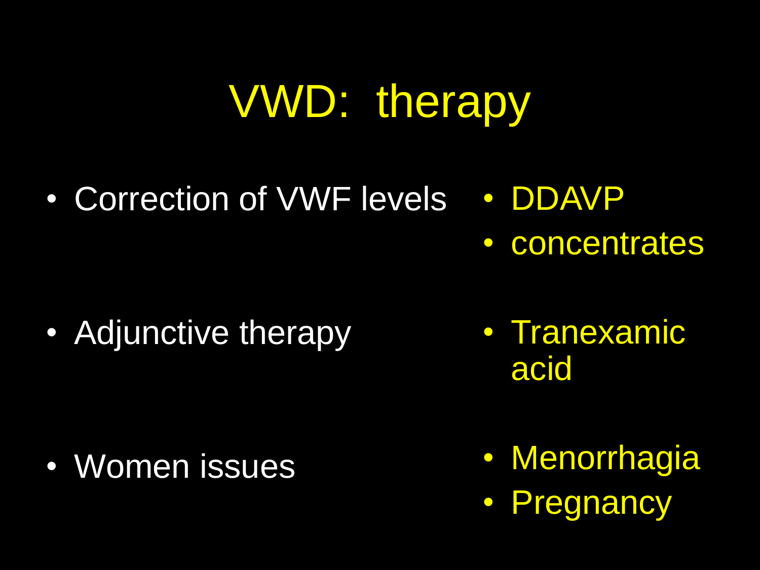# VWD: therapy

- Correction of VWF levels
  - DDAVP
  - concentrates
- Adjunctive therapy
  - Tranexamic acid
- Women issues
  - Menorrhagia
  - Pregnancy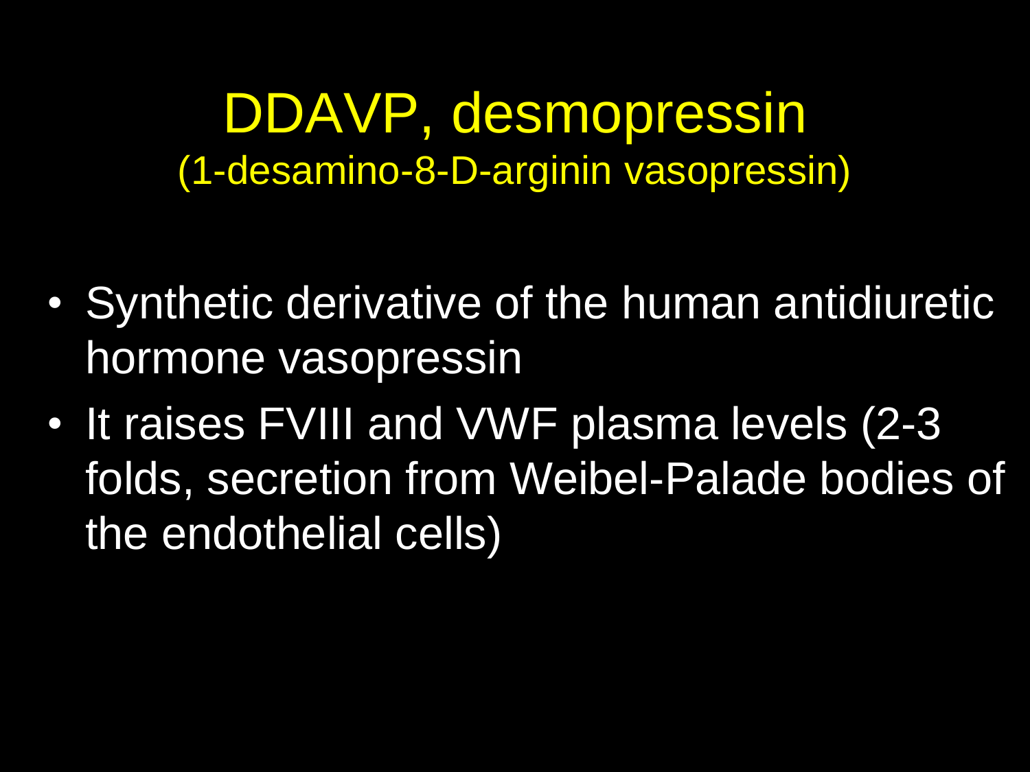# DDAVP, desmopressin

(1-desamino-8-D-arginin vasopressin)

- Synthetic derivative of the human antidiuretic hormone vasopressin
- It raises FVIII and VWF plasma levels (2-3 folds, secretion from Weibel-Palade bodies of the endothelial cells)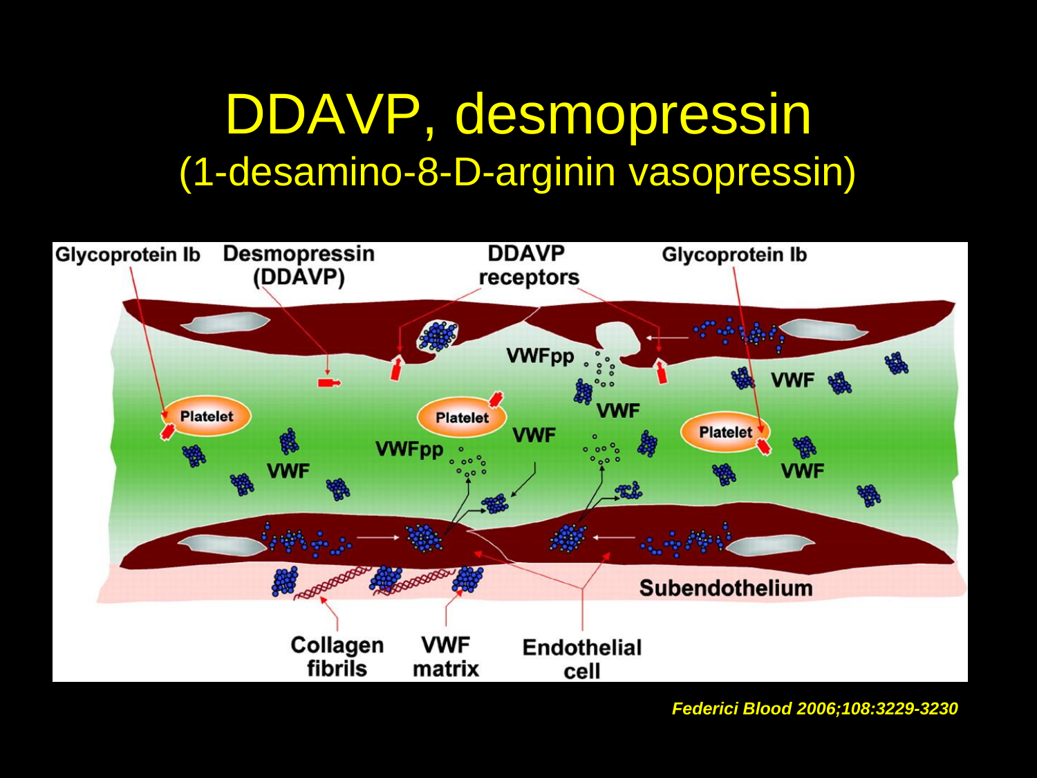# DDAVP, desmopressin

## (1-desamino-8-D-arginin vasopressin)

Glycoprotein Ib | Desmopressin (DDAVP) | DDAVP receptors | Glycoprotein Ib

VWFpp | VWF | Platelet | VWF | VWFpp | VWF | Platelet | VWF | Platelet | VWF

Subendothelium

Collagen fibrils | VWF matrix | Endothelial cell

*Federici Blood 2006;108:3229-3230*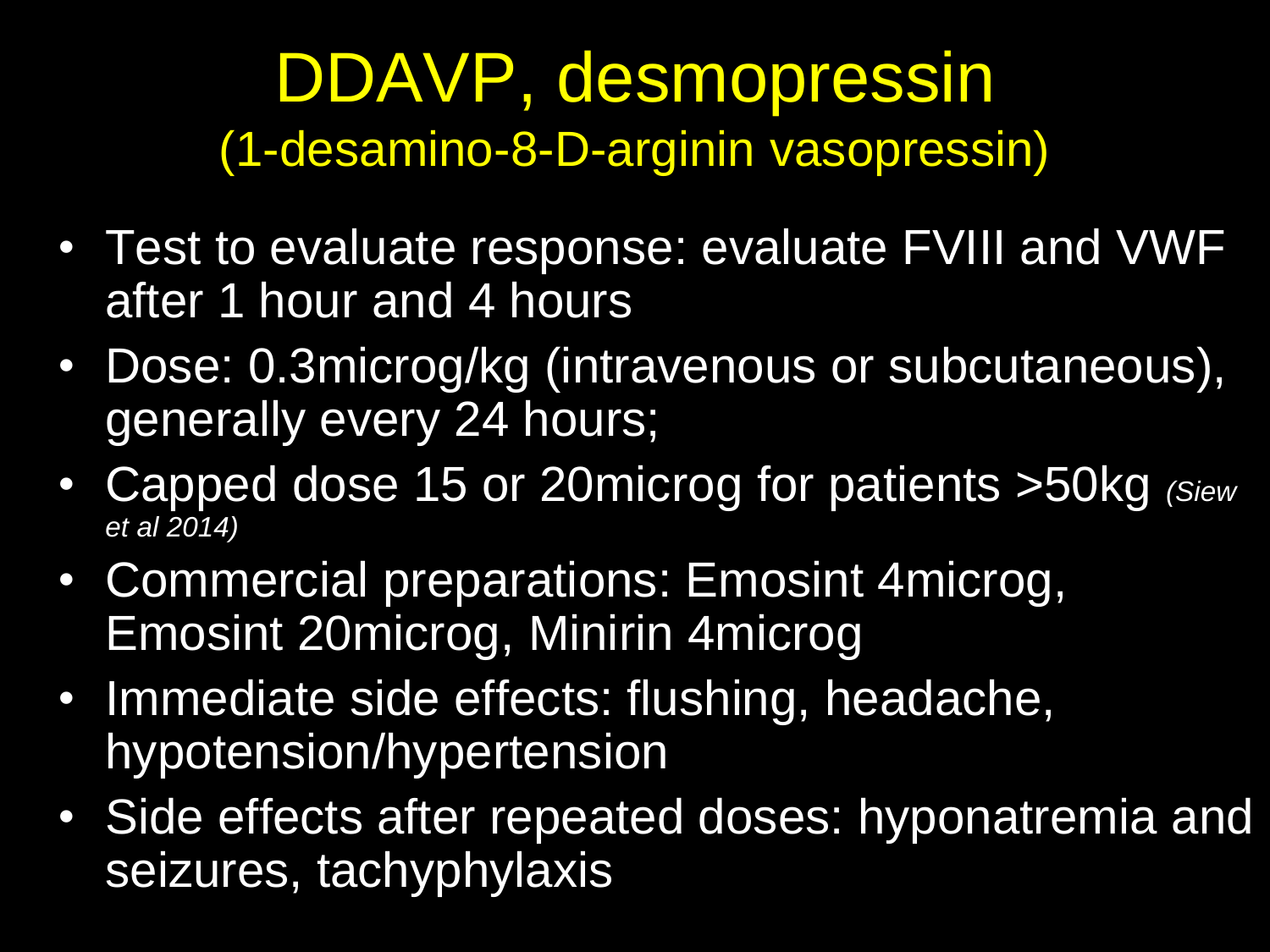# DDAVP, desmopressin

## (1-desamino-8-D-arginin vasopressin)

- Test to evaluate response: evaluate FVIII and VWF after 1 hour and 4 hours
- Dose: 0.3microg/kg (intravenous or subcutaneous), generally every 24 hours;
- Capped dose 15 or 20microg for patients >50kg *(Siew et al 2014)*
- Commercial preparations: Emosint 4microg, Emosint 20microg, Minirin 4microg
- Immediate side effects: flushing, headache, hypotension/hypertension
- Side effects after repeated doses: hyponatremia and seizures, tachyphylaxis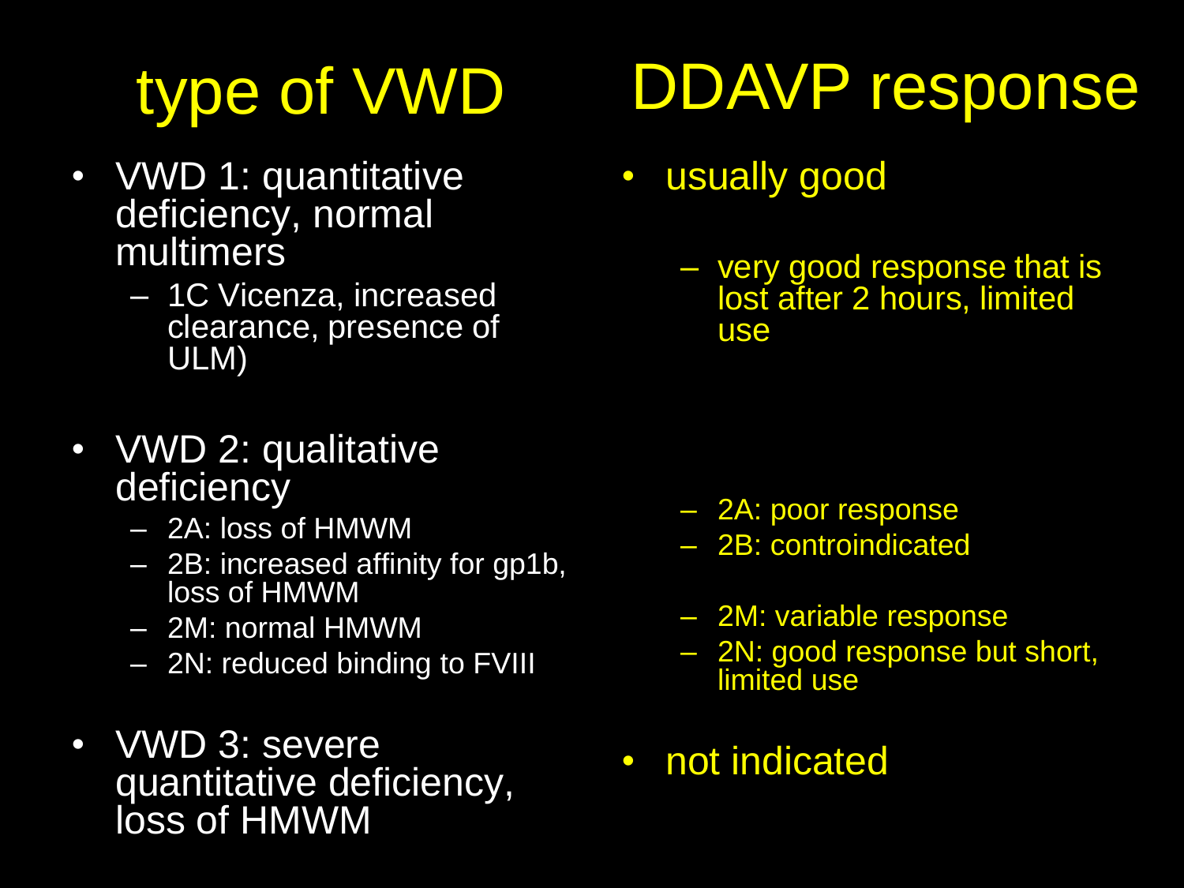| type of VWD | DDAVP response |
| --- | --- |
| VWD 1: quantitative deficiency, normal multimers | usually good |
| – 1C Vicenza, increased clearance, presence of ULM) | – very good response that is lost after 2 hours, limited use |
| VWD 2: qualitative deficiency | |
| – 2A: loss of HMWM | – 2A: poor response |
| – 2B: increased affinity for gp1b, loss of HMWM | – 2B: controindicated |
| – 2M: normal HMWM | – 2M: variable response |
| – 2N: reduced binding to FVIII | – 2N: good response but short, limited use |
| VWD 3: severe quantitative deficiency, loss of HMWM | not indicated |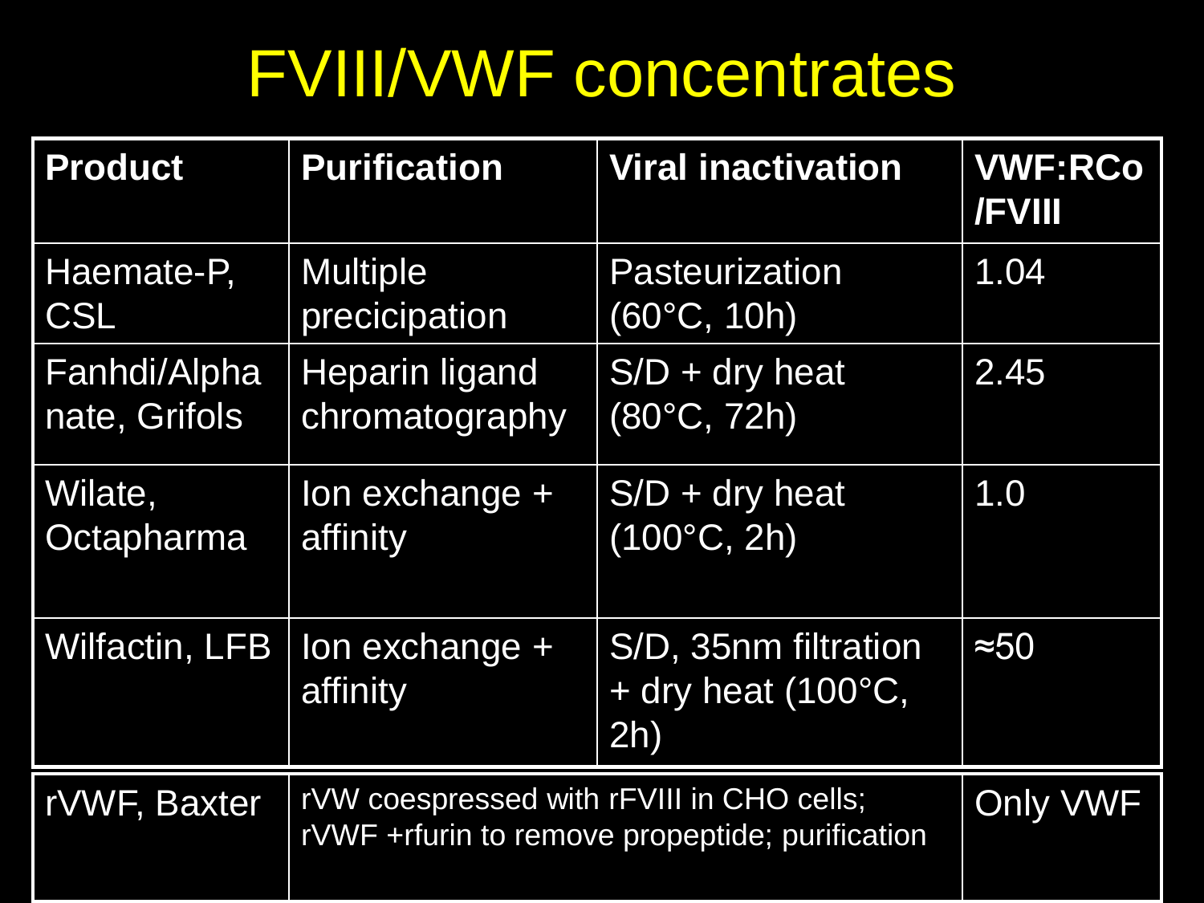# FVIII/VWF concentrates

| Product | Purification | Viral inactivation | VWF:RCo /FVIII |
|---|---|---|---|
| Haemate-P, CSL | Multiple precicipation | Pasteurization (60°C, 10h) | 1.04 |
| Fanhdi/Alphanate, Grifols | Heparin ligand chromatography | S/D + dry heat (80°C, 72h) | 2.45 |
| Wilate, Octapharma | Ion exchange + affinity | S/D + dry heat (100°C, 2h) | 1.0 |
| Wilfactin, LFB | Ion exchange + affinity | S/D, 35nm filtration + dry heat (100°C, 2h) | ≈50 |
| rVWF, Baxter | rVW coespressed with rFVIII in CHO cells; rVWF +rfurin to remove propeptide; purification | | Only VWF |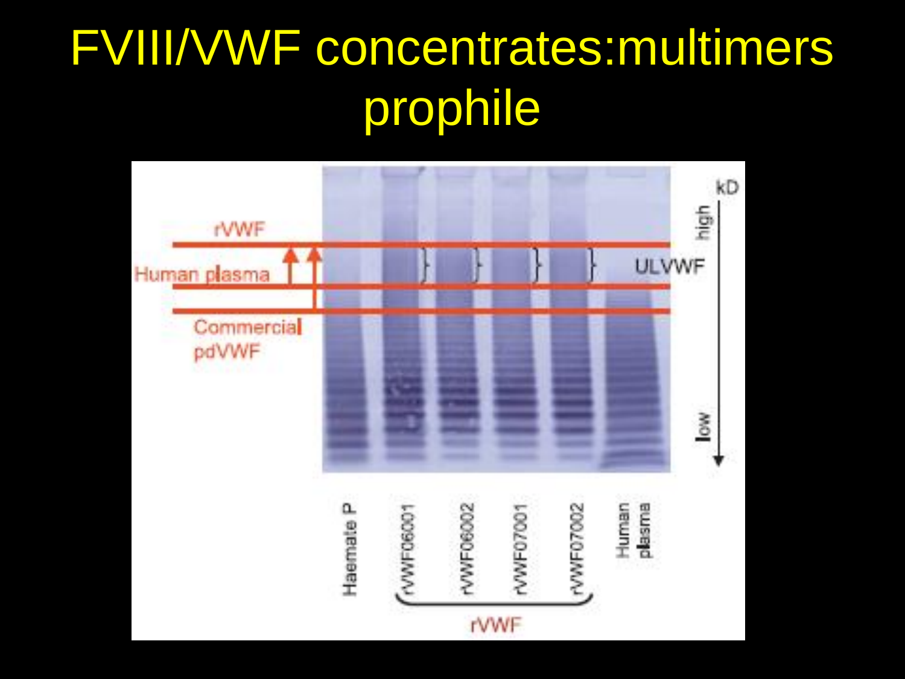# FVIII/VWF concentrates:multimers prophile

rVWF

Human plasma

Commercial pdVWF

ULVWF

kD

high

low

Haemate P

rVWF06001

rVWF06002

rVWF07001

rVWF07002

Human plasma

rVWF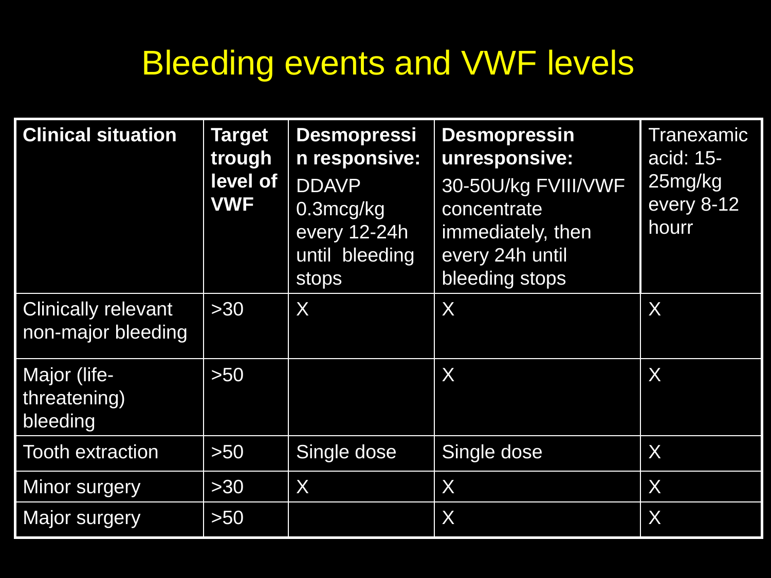# Bleeding events and VWF levels

| **Clinical situation** | **Target trough level of VWF** | **Desmopressin responsive:** DDAVP 0.3mcg/kg every 12-24h until bleeding stops | **Desmopressin unresponsive:** 30-50U/kg FVIII/VWF concentrate immediately, then every 24h until bleeding stops | Tranexamic acid: 15-25mg/kg every 8-12 hourr |
|---|---|---|---|---|
| Clinically relevant non-major bleeding | >30 | X | X | X |
| Major (life-threatening) bleeding | >50 | | X | X |
| Tooth extraction | >50 | Single dose | Single dose | X |
| Minor surgery | >30 | X | X | X |
| Major surgery | >50 | | X | X |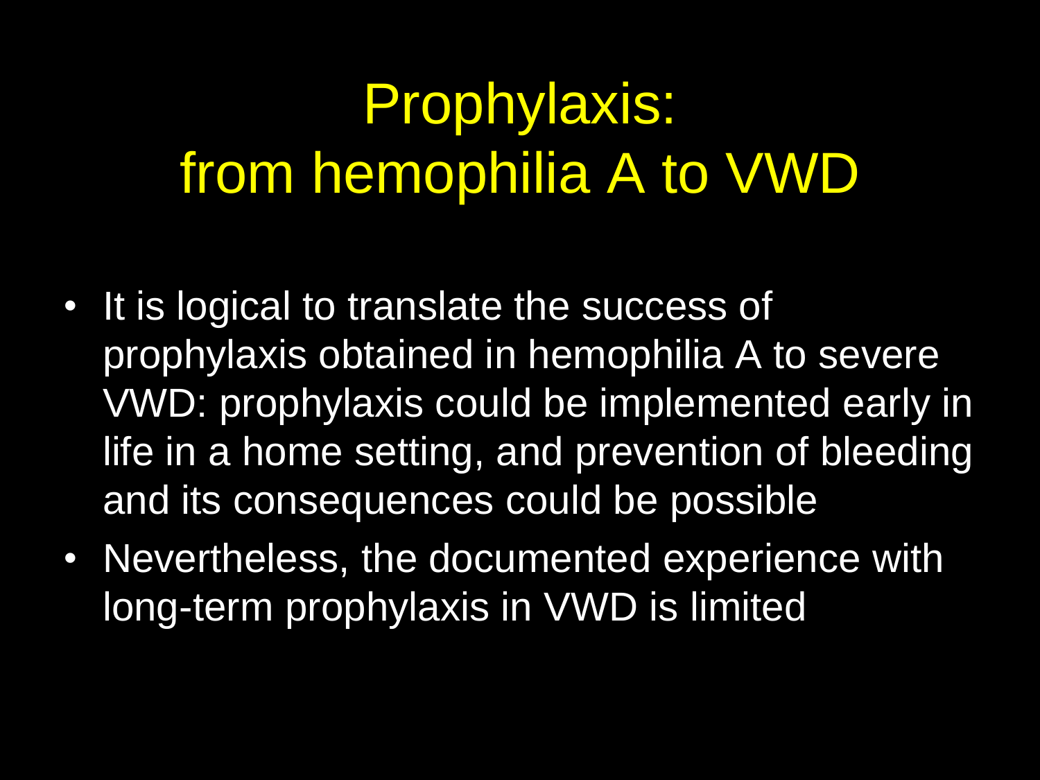# Prophylaxis:
# from hemophilia A to VWD

- It is logical to translate the success of prophylaxis obtained in hemophilia A to severe VWD: prophylaxis could be implemented early in life in a home setting, and prevention of bleeding and its consequences could be possible
- Nevertheless, the documented experience with long-term prophylaxis in VWD is limited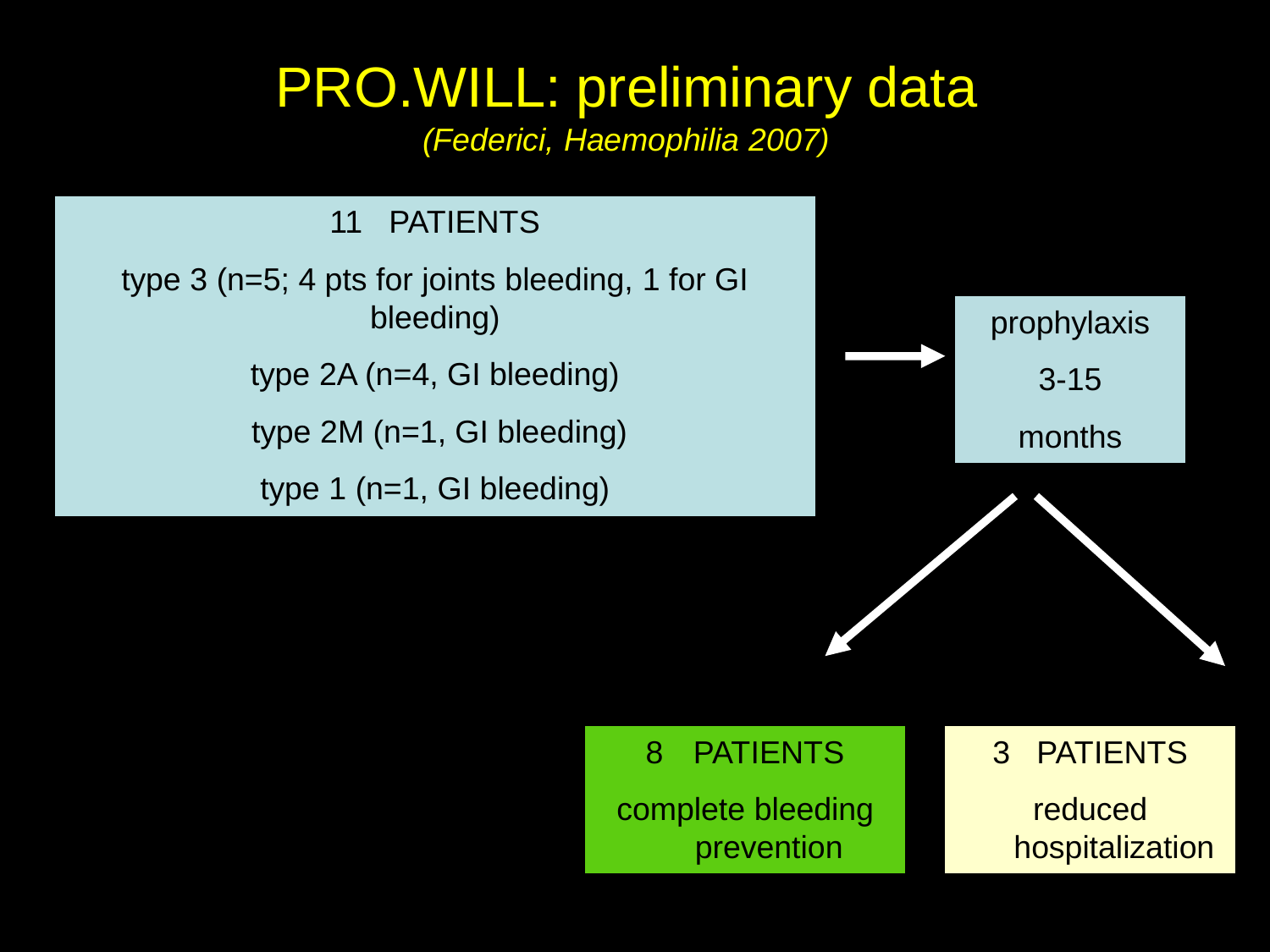# PRO.WILL: preliminary data

*(Federici, Haemophilia 2007)*

**11 PATIENTS**

- type 3 (n=5; 4 pts for joints bleeding, 1 for GI bleeding)
- type 2A (n=4, GI bleeding)
- type 2M (n=1, GI bleeding)
- type 1 (n=1, GI bleeding)

→ **prophylaxis 3-15 months**

- **8 PATIENTS**: complete bleeding prevention
- **3 PATIENTS**: reduced hospitalization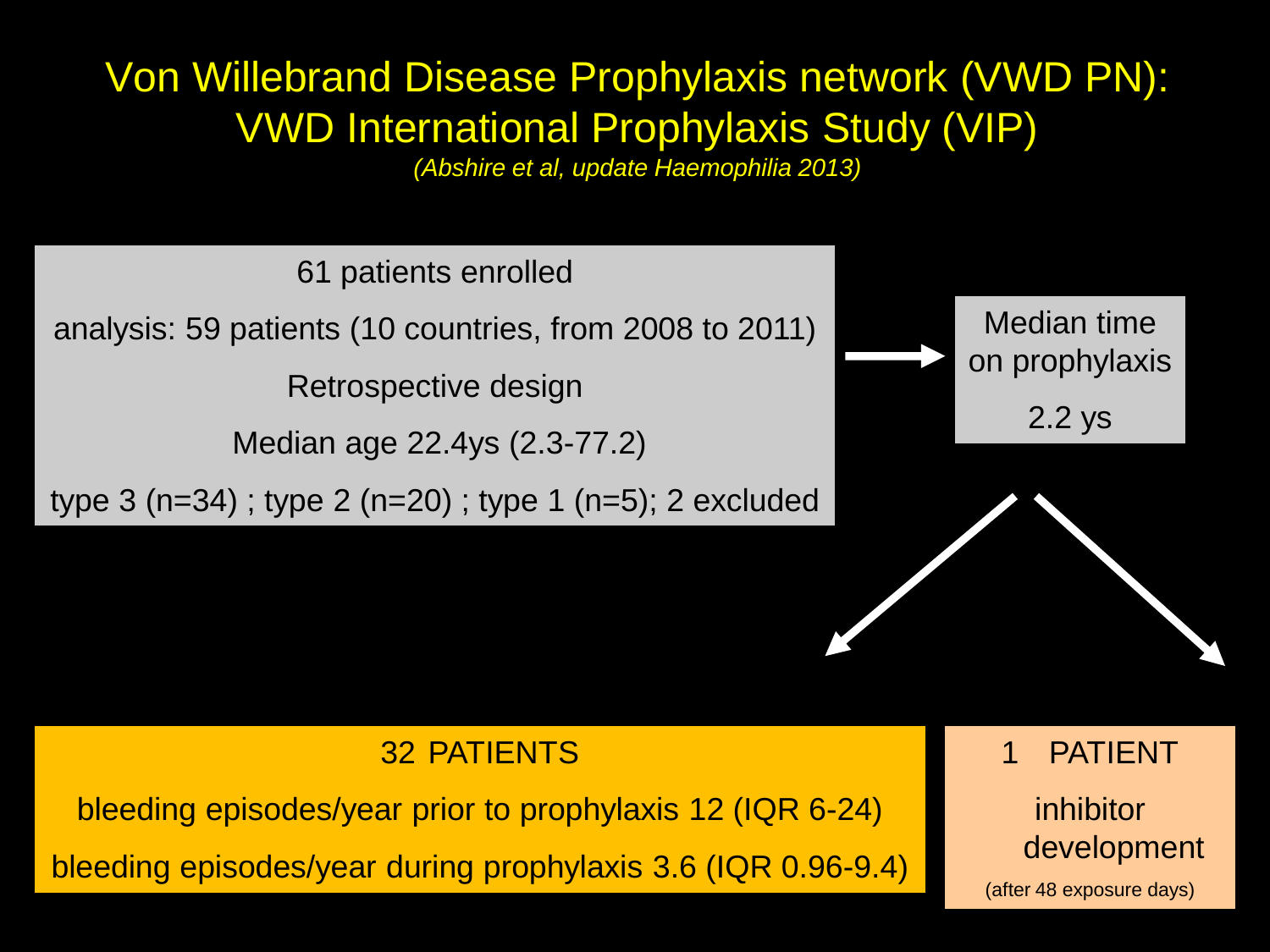# Von Willebrand Disease Prophylaxis network (VWD PN): VWD International Prophylaxis Study (VIP)

*(Abshire et al, update Haemophilia 2013)*

61 patients enrolled

analysis: 59 patients (10 countries, from 2008 to 2011)

Retrospective design

Median age 22.4ys (2.3-77.2)

type 3 (n=34) ; type 2 (n=20) ; type 1 (n=5); 2 excluded

→ Median time on prophylaxis 2.2 ys

**32 PATIENTS**

bleeding episodes/year prior to prophylaxis 12 (IQR 6-24)

bleeding episodes/year during prophylaxis 3.6 (IQR 0.96-9.4)

**1 PATIENT**

inhibitor development

(after 48 exposure days)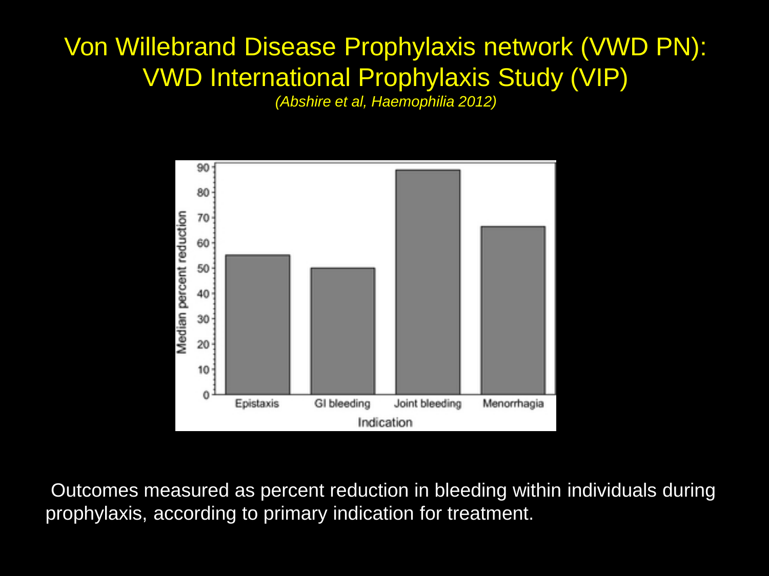# Von Willebrand Disease Prophylaxis network (VWD PN): VWD International Prophylaxis Study (VIP)

*(Abshire et al, Haemophilia 2012)*

Outcomes measured as percent reduction in bleeding within individuals during prophylaxis, according to primary indication for treatment.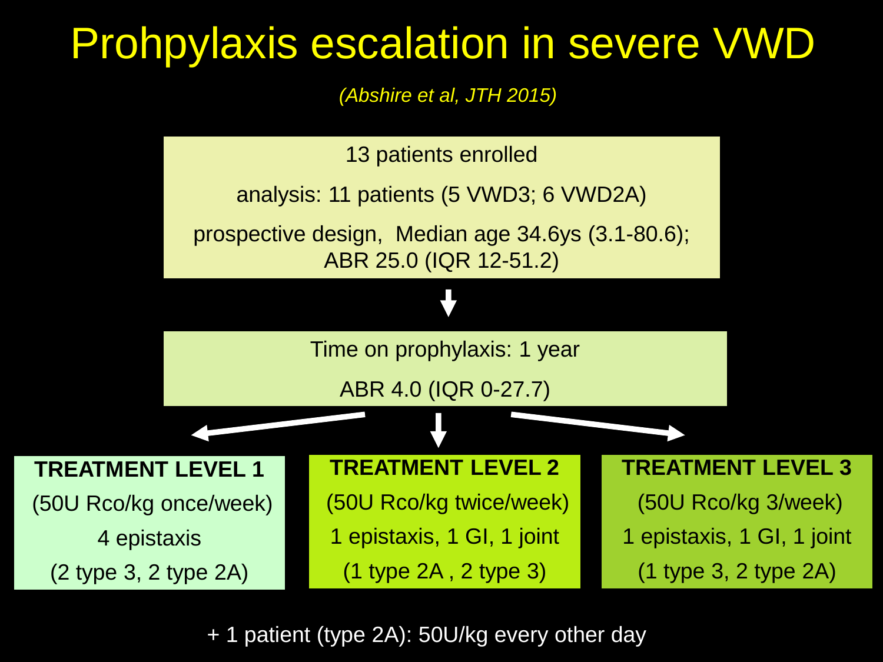# Prohpylaxis escalation in severe VWD

*(Abshire et al, JTH 2015)*

13 patients enrolled

analysis: 11 patients (5 VWD3; 6 VWD2A)

prospective design, Median age 34.6ys (3.1-80.6); ABR 25.0 (IQR 12-51.2)

↓

Time on prophylaxis: 1 year

ABR 4.0 (IQR 0-27.7)

| **TREATMENT LEVEL 1** | **TREATMENT LEVEL 2** | **TREATMENT LEVEL 3** |
| --- | --- | --- |
| (50U Rco/kg once/week) | (50U Rco/kg twice/week) | (50U Rco/kg 3/week) |
| 4 epistaxis | 1 epistaxis, 1 GI, 1 joint | 1 epistaxis, 1 GI, 1 joint |
| (2 type 3, 2 type 2A) | (1 type 2A , 2 type 3) | (1 type 3, 2 type 2A) |

+ 1 patient (type 2A): 50U/kg every other day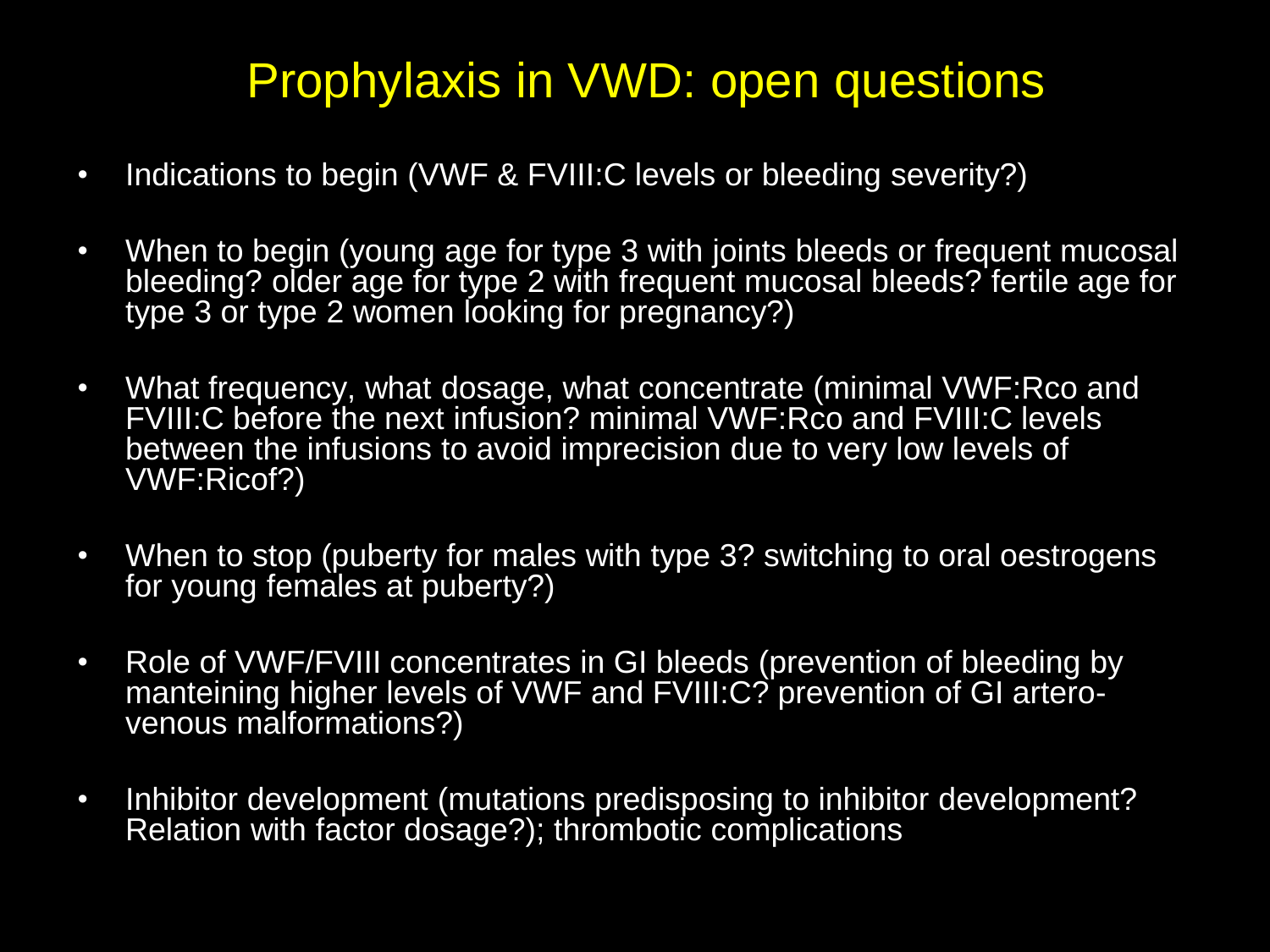# Prophylaxis in VWD: open questions

- Indications to begin (VWF & FVIII:C levels or bleeding severity?)
- When to begin (young age for type 3 with joints bleeds or frequent mucosal bleeding? older age for type 2 with frequent mucosal bleeds? fertile age for type 3 or type 2 women looking for pregnancy?)
- What frequency, what dosage, what concentrate (minimal VWF:Rco and FVIII:C before the next infusion? minimal VWF:Rco and FVIII:C levels between the infusions to avoid imprecision due to very low levels of VWF:Ricof?)
- When to stop (puberty for males with type 3? switching to oral oestrogens for young females at puberty?)
- Role of VWF/FVIII concentrates in GI bleeds (prevention of bleeding by manteining higher levels of VWF and FVIII:C? prevention of GI artero-venous malformations?)
- Inhibitor development (mutations predisposing to inhibitor development? Relation with factor dosage?); thrombotic complications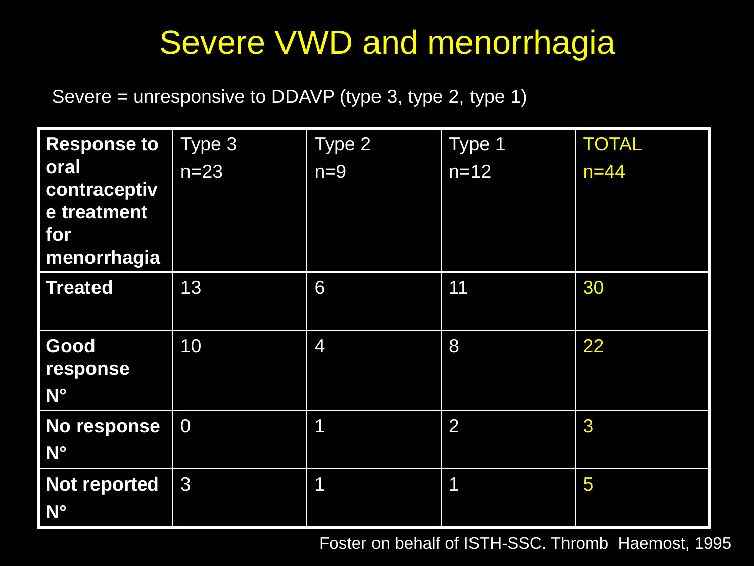# Severe VWD and menorrhagia

Severe = unresponsive to DDAVP (type 3, type 2, type 1)

| **Response to oral contraceptive treatment for menorrhagia** | Type 3 n=23 | Type 2 n=9 | Type 1 n=12 | TOTAL n=44 |
|---|---|---|---|---|
| **Treated** | 13 | 6 | 11 | 30 |
| **Good response N°** | 10 | 4 | 8 | 22 |
| **No response N°** | 0 | 1 | 2 | 3 |
| **Not reported N°** | 3 | 1 | 1 | 5 |

Foster on behalf of ISTH-SSC. Thromb Haemost, 1995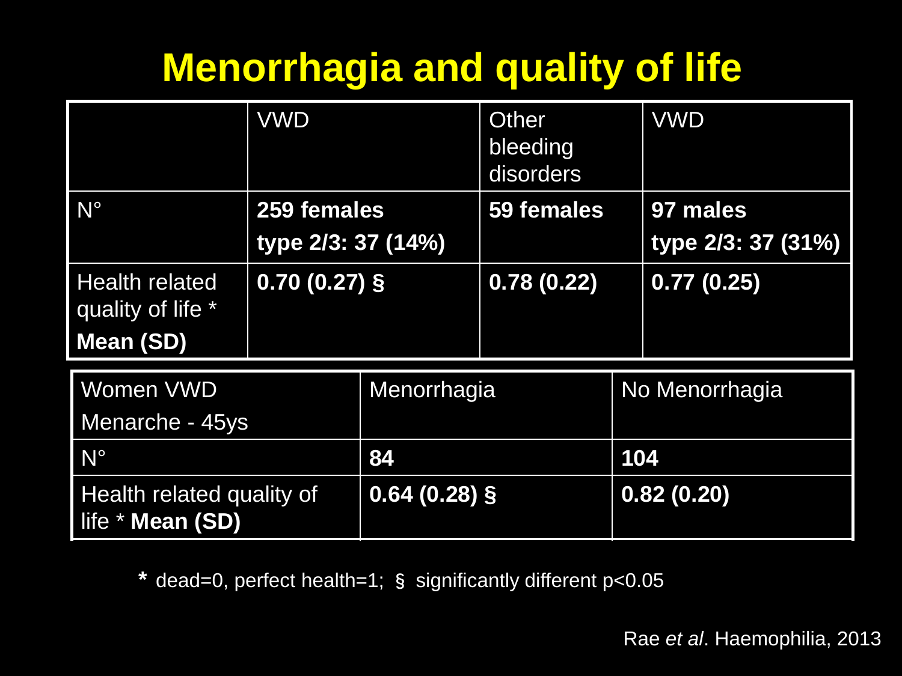# Menorrhagia and quality of life

| | VWD | Other bleeding disorders | VWD |
|---|---|---|---|
| N° | **259 females**<br>**type 2/3: 37 (14%)** | **59 females** | **97 males**<br>**type 2/3: 37 (31%)** |
| Health related quality of life * **Mean (SD)** | **0.70 (0.27) §** | **0.78 (0.22)** | **0.77 (0.25)** |

| Women VWD Menarche - 45ys | Menorrhagia | No Menorrhagia |
|---|---|---|
| N° | **84** | **104** |
| Health related quality of life * **Mean (SD)** | **0.64 (0.28) §** | **0.82 (0.20)** |

**\*** dead=0, perfect health=1; § significantly different $p<0.05$

Rae *et al*. Haemophilia, 2013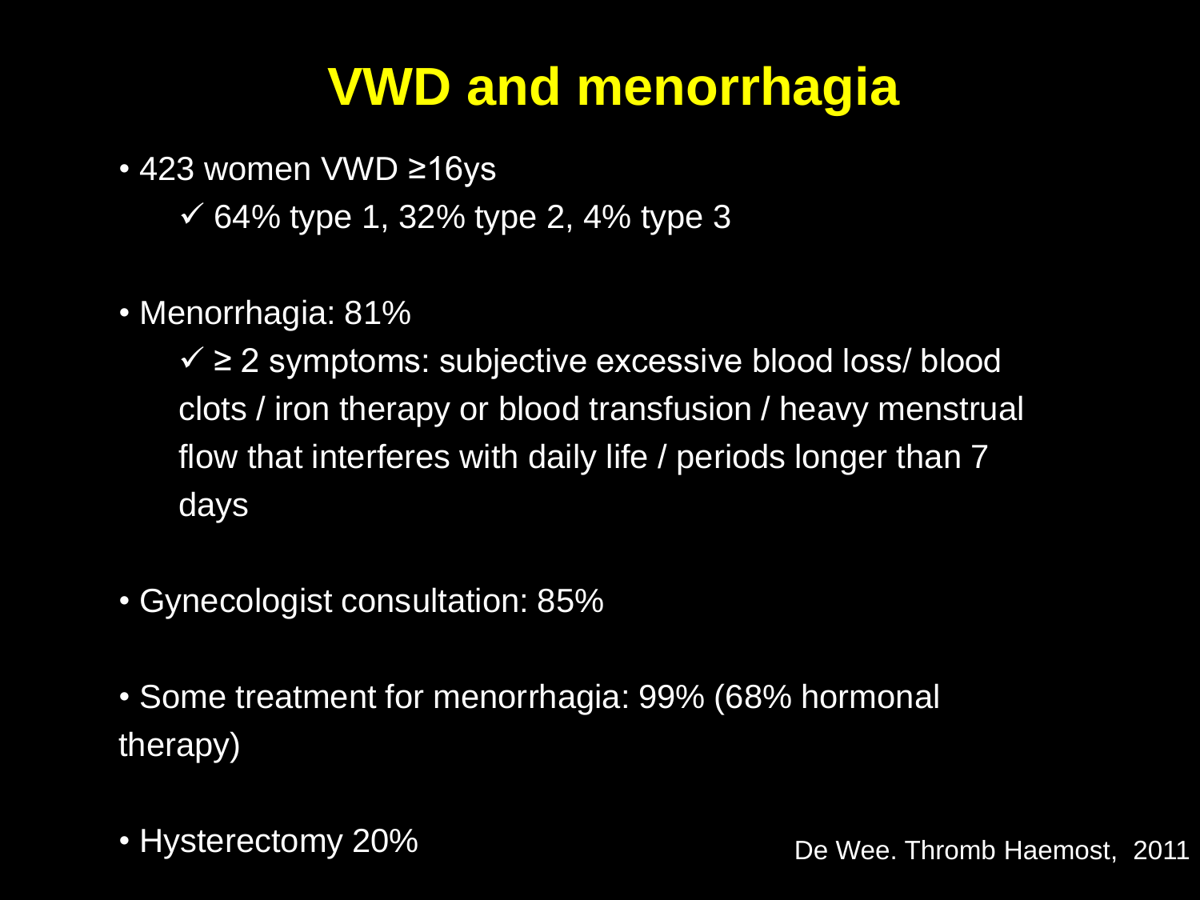# VWD and menorrhagia

- 423 women VWD ≥16ys
  - ✓ 64% type 1, 32% type 2, 4% type 3
- Menorrhagia: 81%
  - ✓ ≥ 2 symptoms: subjective excessive blood loss/ blood clots / iron therapy or blood transfusion / heavy menstrual flow that interferes with daily life / periods longer than 7 days
- Gynecologist consultation: 85%
- Some treatment for menorrhagia: 99% (68% hormonal therapy)
- Hysterectomy 20%

De Wee. Thromb Haemost, 2011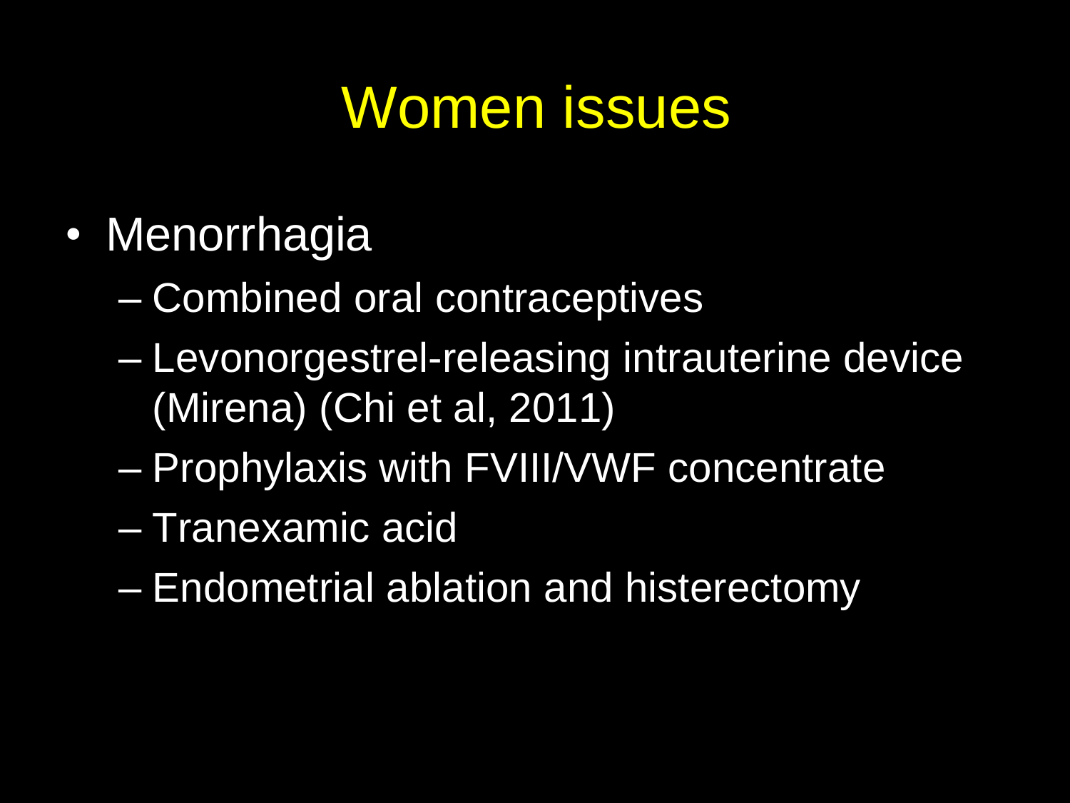# Women issues

- Menorrhagia
  - Combined oral contraceptives
  - Levonorgestrel-releasing intrauterine device (Mirena) (Chi et al, 2011)
  - Prophylaxis with FVIII/VWF concentrate
  - Tranexamic acid
  - Endometrial ablation and histerectomy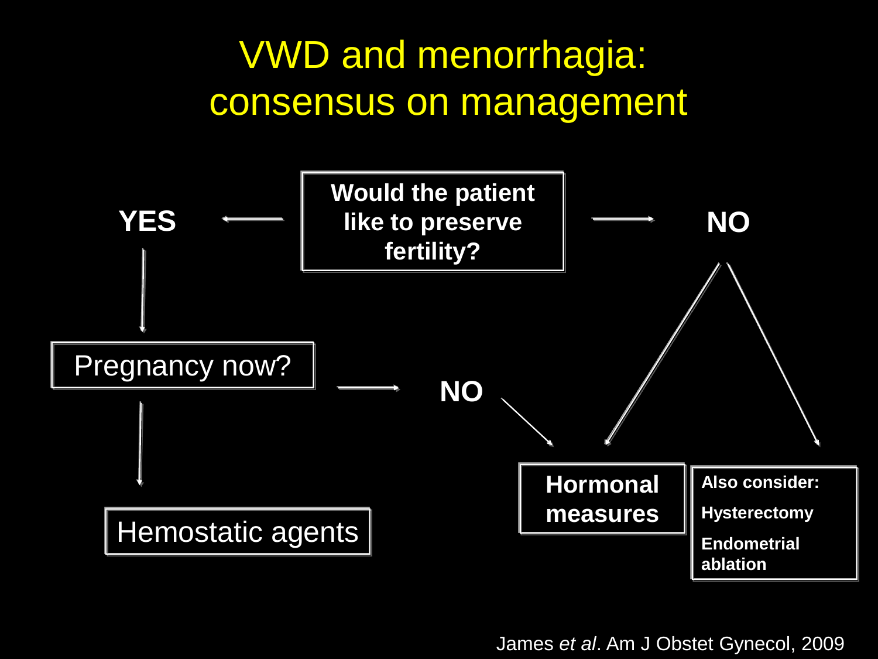# VWD and menorrhagia: consensus on management

**Would the patient like to preserve fertility?**

- **YES** → Pregnancy now?
  - YES → Hemostatic agents
  - **NO** → **Hormonal measures**
- **NO** →
  - **Hormonal measures**
  - **Also consider:**
    - **Hysterectomy**
    - **Endometrial ablation**

James *et al*. Am J Obstet Gynecol, 2009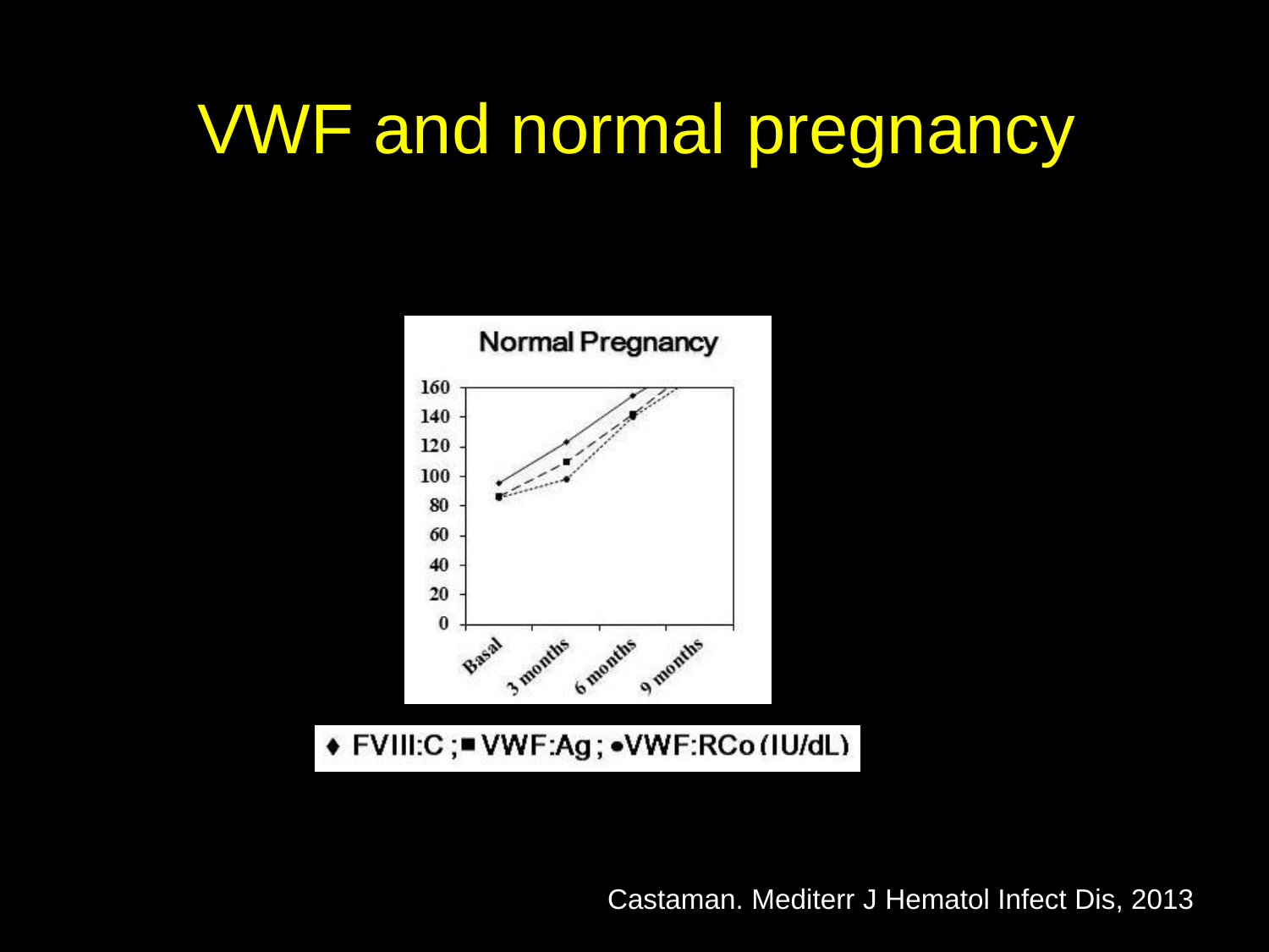# VWF and normal pregnancy

Normal Pregnancy

♦ FVIII:C ;■ VWF:Ag ; •VWF:RCo (IU/dL)

Castaman. Mediterr J Hematol Infect Dis, 2013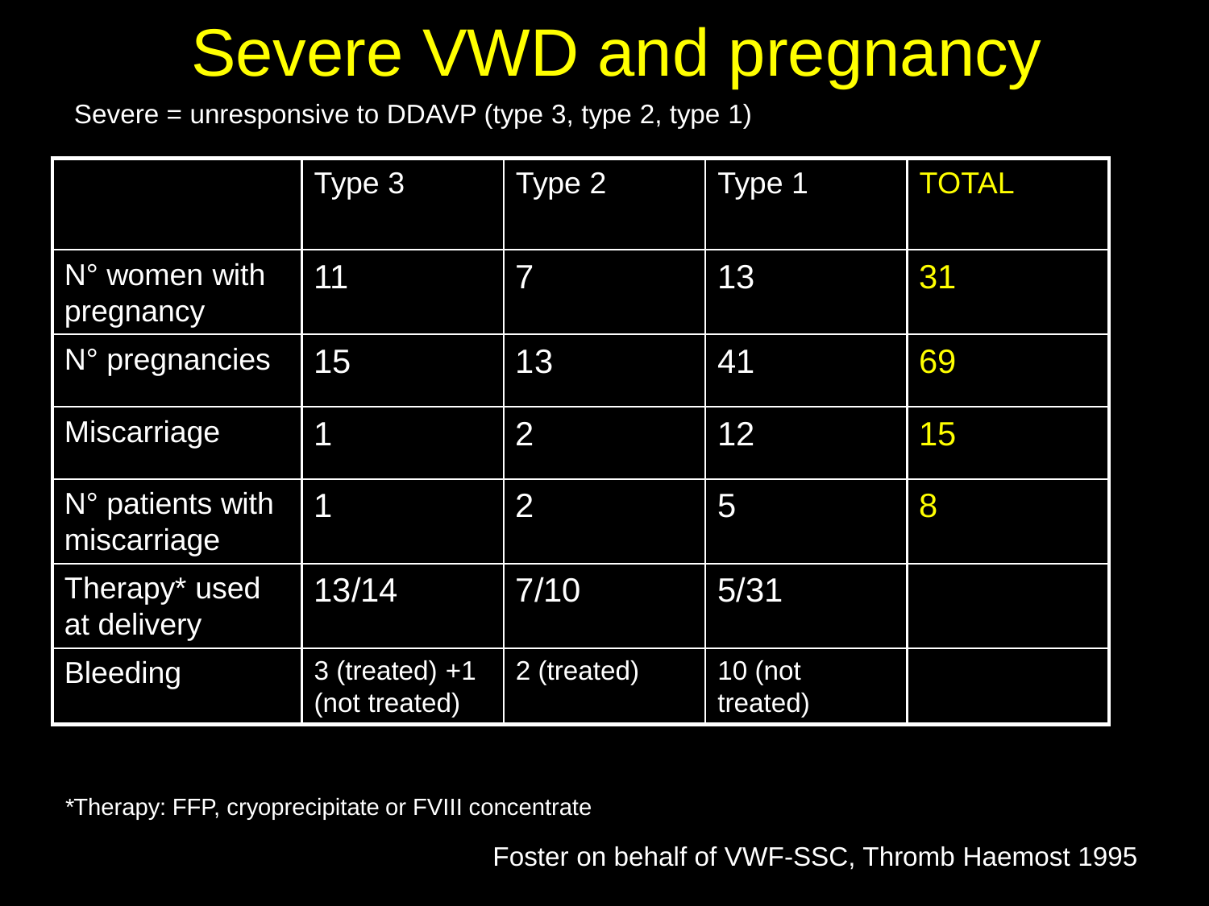# Severe VWD and pregnancy

Severe = unresponsive to DDAVP (type 3, type 2, type 1)

| | Type 3 | Type 2 | Type 1 | TOTAL |
|---|---|---|---|---|
| N° women with pregnancy | 11 | 7 | 13 | 31 |
| N° pregnancies | 15 | 13 | 41 | 69 |
| Miscarriage | 1 | 2 | 12 | 15 |
| N° patients with miscarriage | 1 | 2 | 5 | 8 |
| Therapy* used at delivery | 13/14 | 7/10 | 5/31 | |
| Bleeding | 3 (treated) +1 (not treated) | 2 (treated) | 10 (not treated) | |

*Therapy: FFP, cryoprecipitate or FVIII concentrate

Foster on behalf of VWF-SSC, Thromb Haemost 1995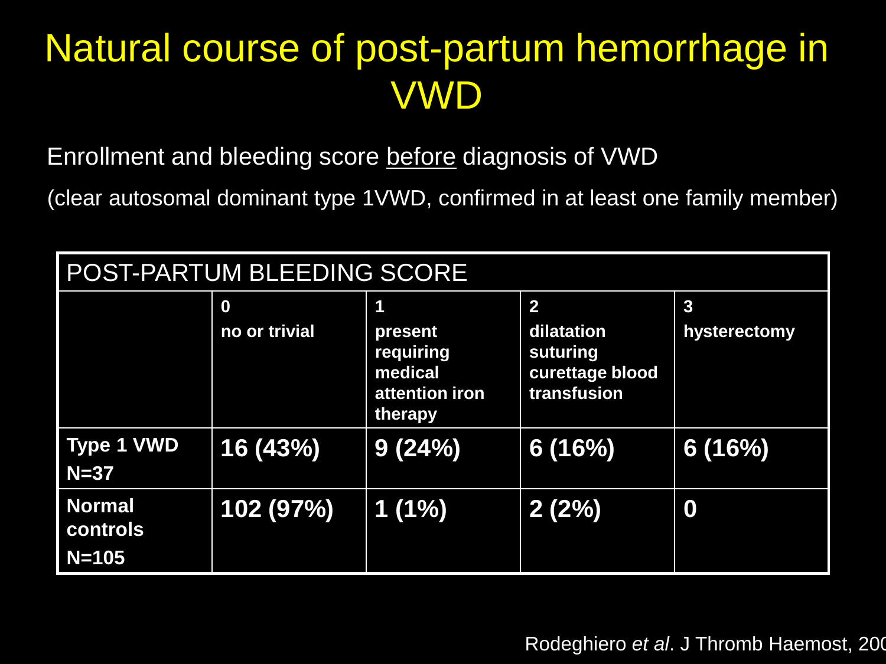# Natural course of post-partum hemorrhage in VWD

Enrollment and bleeding score before diagnosis of VWD

(clear autosomal dominant type 1VWD, confirmed in at least one family member)

| POST-PARTUM BLEEDING SCORE | | | | |
|---|---|---|---|---|
| | **0** **no or trivial** | **1** **present requiring medical attention iron therapy** | **2** **dilatation suturing curettage blood transfusion** | **3** **hysterectomy** |
| **Type 1 VWD N=37** | **16 (43%)** | **9 (24%)** | **6 (16%)** | **6 (16%)** |
| **Normal controls N=105** | **102 (97%)** | **1 (1%)** | **2 (2%)** | **0** |

Rodeghiero *et al*. J Thromb Haemost, 200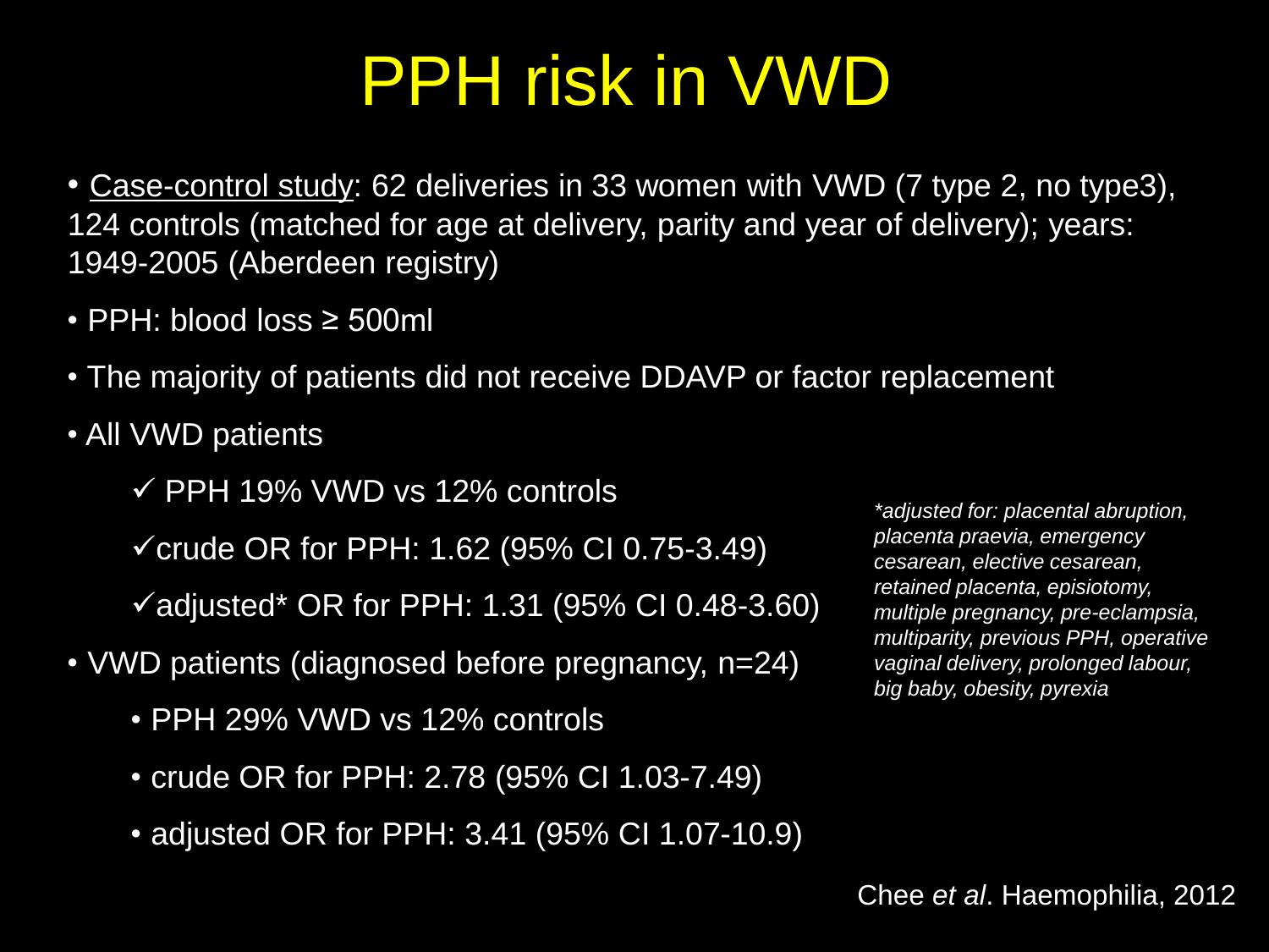# PPH risk in VWD

- Case-control study: 62 deliveries in 33 women with VWD (7 type 2, no type3), 124 controls (matched for age at delivery, parity and year of delivery); years: 1949-2005 (Aberdeen registry)
- PPH: blood loss ≥ 500ml
- The majority of patients did not receive DDAVP or factor replacement
- All VWD patients
  - ✓ PPH 19% VWD vs 12% controls
  - ✓ crude OR for PPH: 1.62 (95% CI 0.75-3.49)
  - ✓ adjusted* OR for PPH: 1.31 (95% CI 0.48-3.60)
- VWD patients (diagnosed before pregnancy, n=24)
  - PPH 29% VWD vs 12% controls
  - crude OR for PPH: 2.78 (95% CI 1.03-7.49)
  - adjusted OR for PPH: 3.41 (95% CI 1.07-10.9)

*\*adjusted for: placental abruption, placenta praevia, emergency cesarean, elective cesarean, retained placenta, episiotomy, multiple pregnancy, pre-eclampsia, multiparity, previous PPH, operative vaginal delivery, prolonged labour, big baby, obesity, pyrexia*

Chee *et al*. Haemophilia, 2012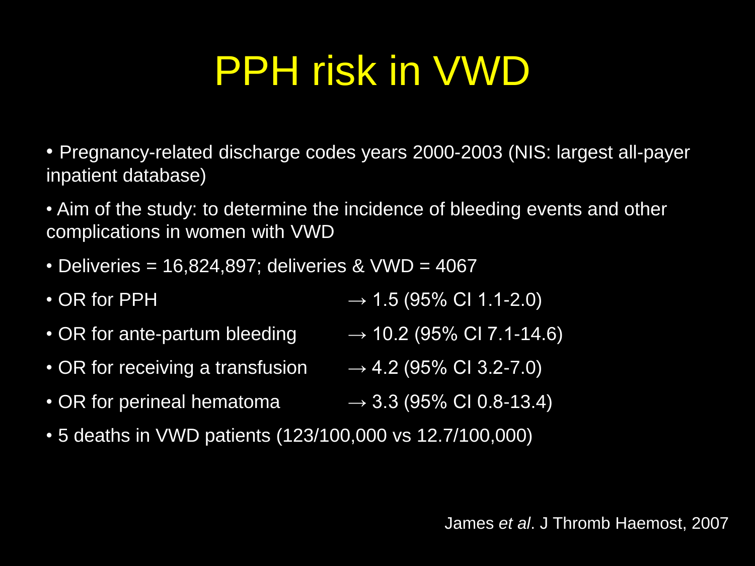# PPH risk in VWD

- Pregnancy-related discharge codes years 2000-2003 (NIS: largest all-payer inpatient database)
- Aim of the study: to determine the incidence of bleeding events and other complications in women with VWD
- Deliveries = 16,824,897; deliveries & VWD = 4067
- OR for PPH → 1.5 (95% CI 1.1-2.0)
- OR for ante-partum bleeding → 10.2 (95% CI 7.1-14.6)
- OR for receiving a transfusion → 4.2 (95% CI 3.2-7.0)
- OR for perineal hematoma → 3.3 (95% CI 0.8-13.4)
- 5 deaths in VWD patients (123/100,000 vs 12.7/100,000)

James *et al*. J Thromb Haemost, 2007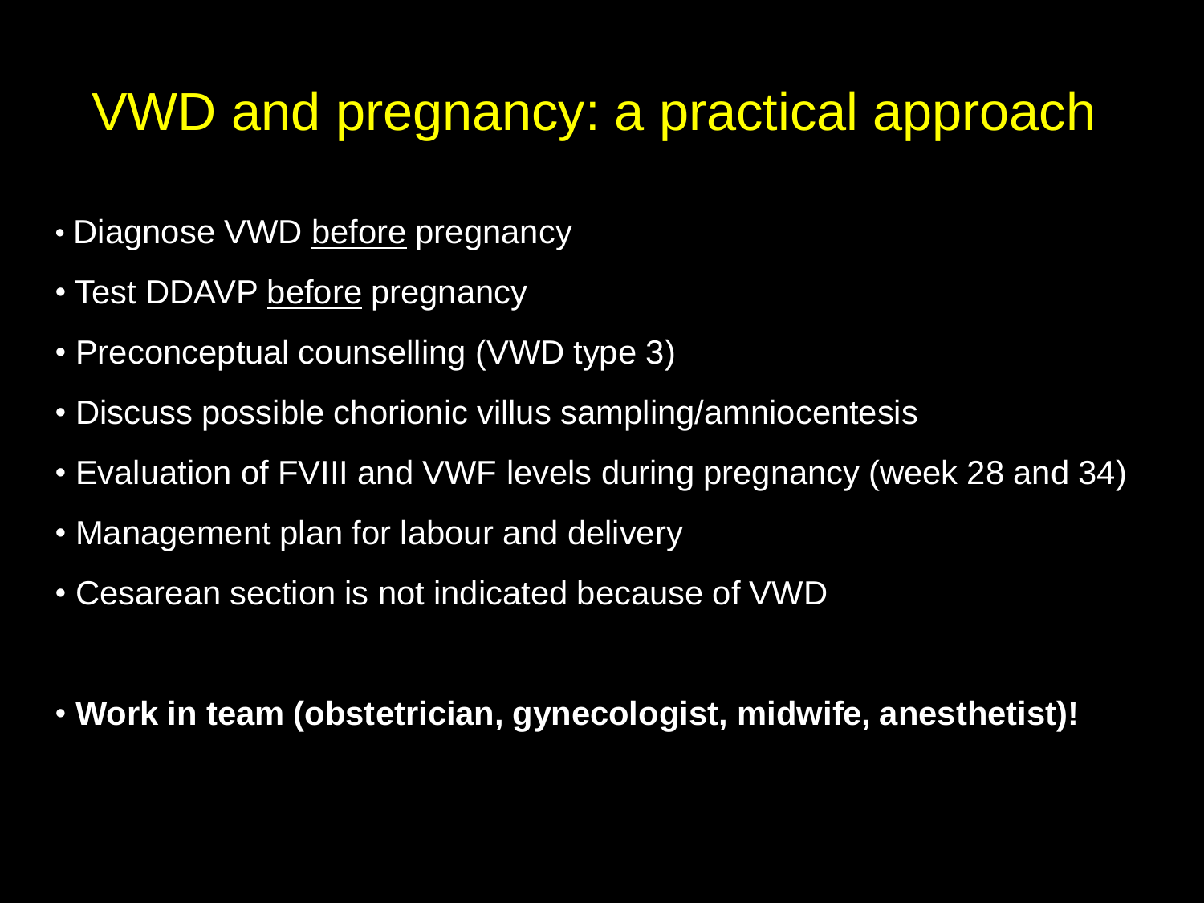# VWD and pregnancy: a practical approach

- Diagnose VWD <u>before</u> pregnancy
- Test DDAVP <u>before</u> pregnancy
- Preconceptual counselling (VWD type 3)
- Discuss possible chorionic villus sampling/amniocentesis
- Evaluation of FVIII and VWF levels during pregnancy (week 28 and 34)
- Management plan for labour and delivery
- Cesarean section is not indicated because of VWD

- **Work in team (obstetrician, gynecologist, midwife, anesthetist)!**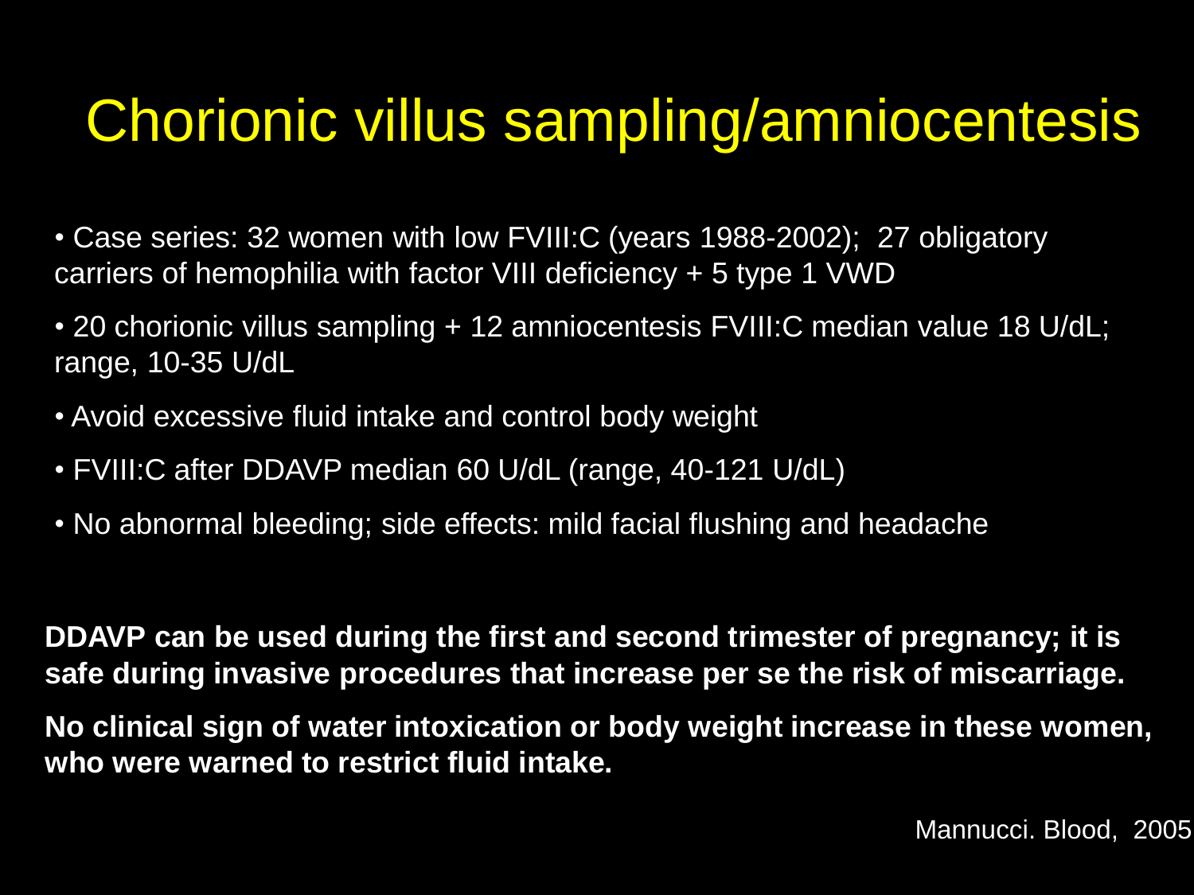# Chorionic villus sampling/amniocentesis

- Case series: 32 women with low FVIII:C (years 1988-2002); 27 obligatory carriers of hemophilia with factor VIII deficiency + 5 type 1 VWD
- 20 chorionic villus sampling + 12 amniocentesis FVIII:C median value 18 U/dL; range, 10-35 U/dL
- Avoid excessive fluid intake and control body weight
- FVIII:C after DDAVP median 60 U/dL (range, 40-121 U/dL)
- No abnormal bleeding; side effects: mild facial flushing and headache

**DDAVP can be used during the first and second trimester of pregnancy; it is safe during invasive procedures that increase per se the risk of miscarriage.**

**No clinical sign of water intoxication or body weight increase in these women, who were warned to restrict fluid intake.**

Mannucci. Blood, 2005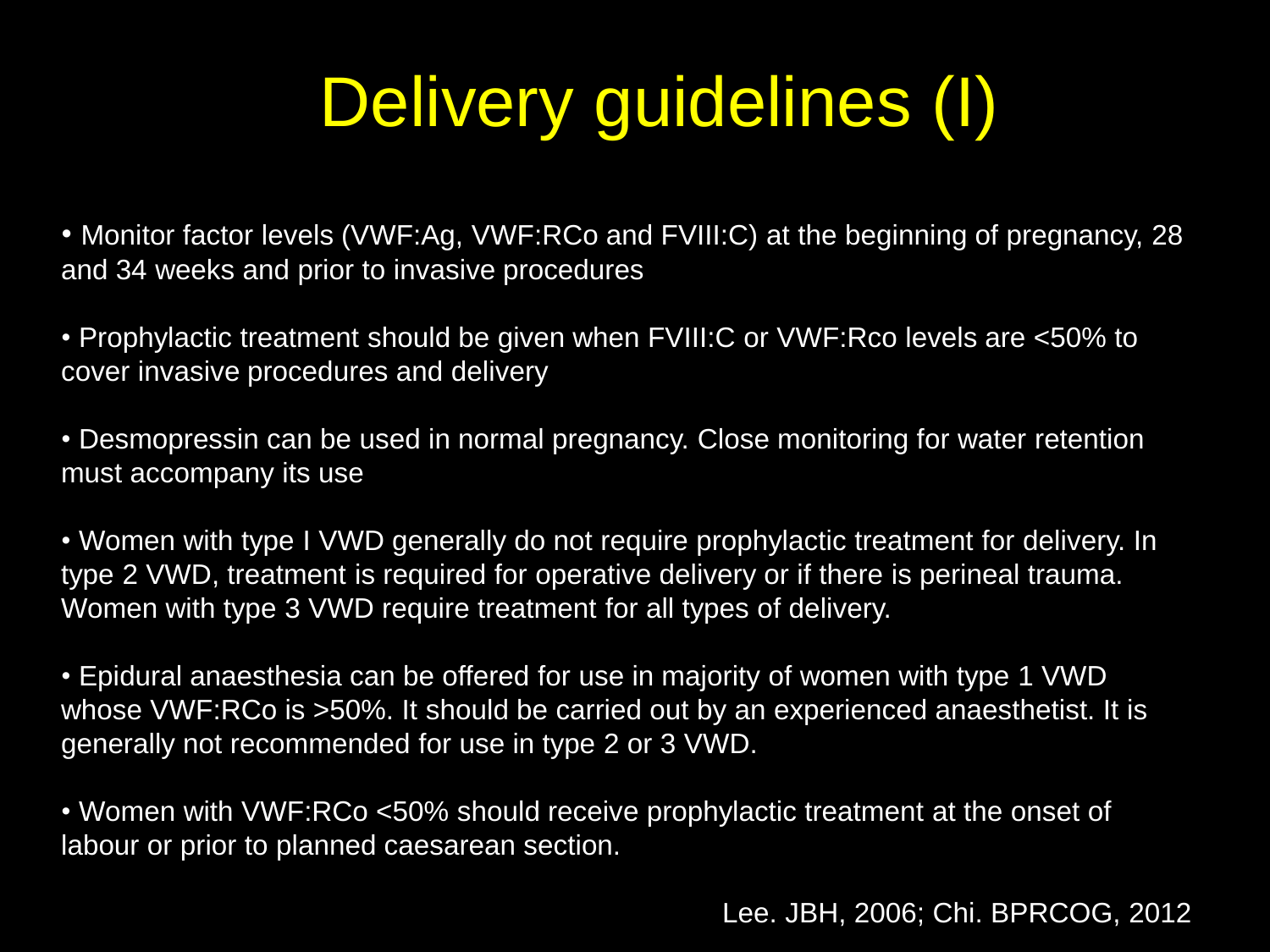# Delivery guidelines (I)

- Monitor factor levels (VWF:Ag, VWF:RCo and FVIII:C) at the beginning of pregnancy, 28 and 34 weeks and prior to invasive procedures

- Prophylactic treatment should be given when FVIII:C or VWF:Rco levels are <50% to cover invasive procedures and delivery

- Desmopressin can be used in normal pregnancy. Close monitoring for water retention must accompany its use

- Women with type I VWD generally do not require prophylactic treatment for delivery. In type 2 VWD, treatment is required for operative delivery or if there is perineal trauma. Women with type 3 VWD require treatment for all types of delivery.

- Epidural anaesthesia can be offered for use in majority of women with type 1 VWD whose VWF:RCo is >50%. It should be carried out by an experienced anaesthetist. It is generally not recommended for use in type 2 or 3 VWD.

- Women with VWF:RCo <50% should receive prophylactic treatment at the onset of labour or prior to planned caesarean section.

Lee. JBH, 2006; Chi. BPRCOG, 2012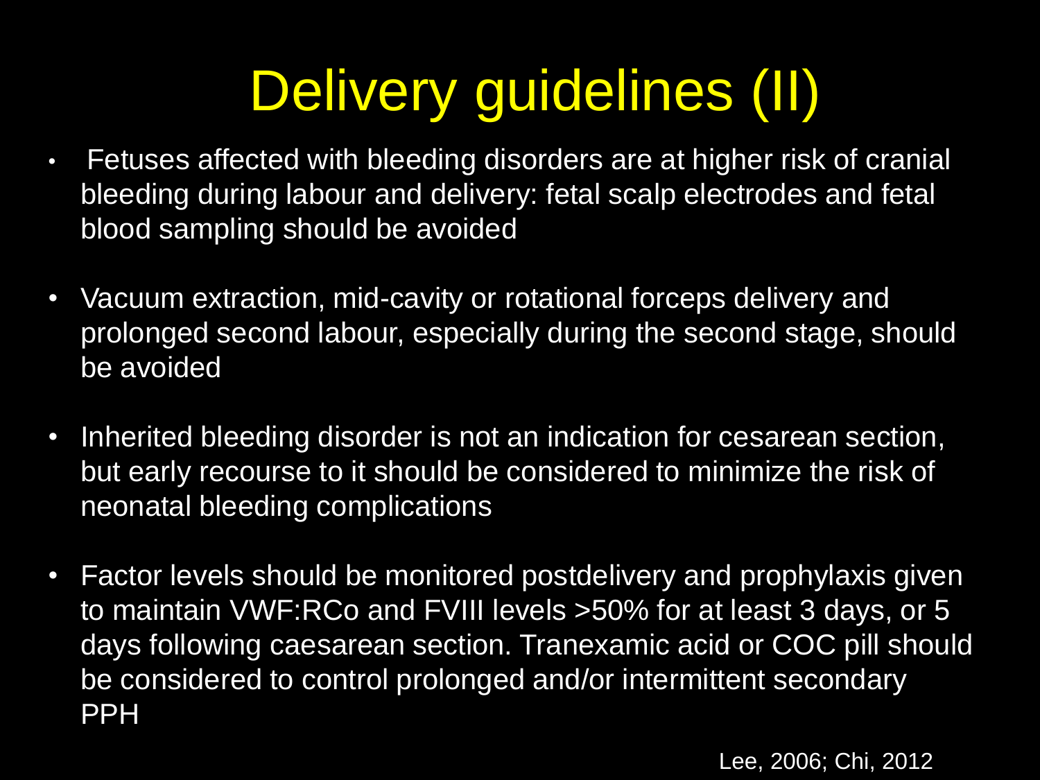# Delivery guidelines (II)

- Fetuses affected with bleeding disorders are at higher risk of cranial bleeding during labour and delivery: fetal scalp electrodes and fetal blood sampling should be avoided
- Vacuum extraction, mid-cavity or rotational forceps delivery and prolonged second labour, especially during the second stage, should be avoided
- Inherited bleeding disorder is not an indication for cesarean section, but early recourse to it should be considered to minimize the risk of neonatal bleeding complications
- Factor levels should be monitored postdelivery and prophylaxis given to maintain VWF:RCo and FVIII levels >50% for at least 3 days, or 5 days following caesarean section. Tranexamic acid or COC pill should be considered to control prolonged and/or intermittent secondary PPH

Lee, 2006; Chi, 2012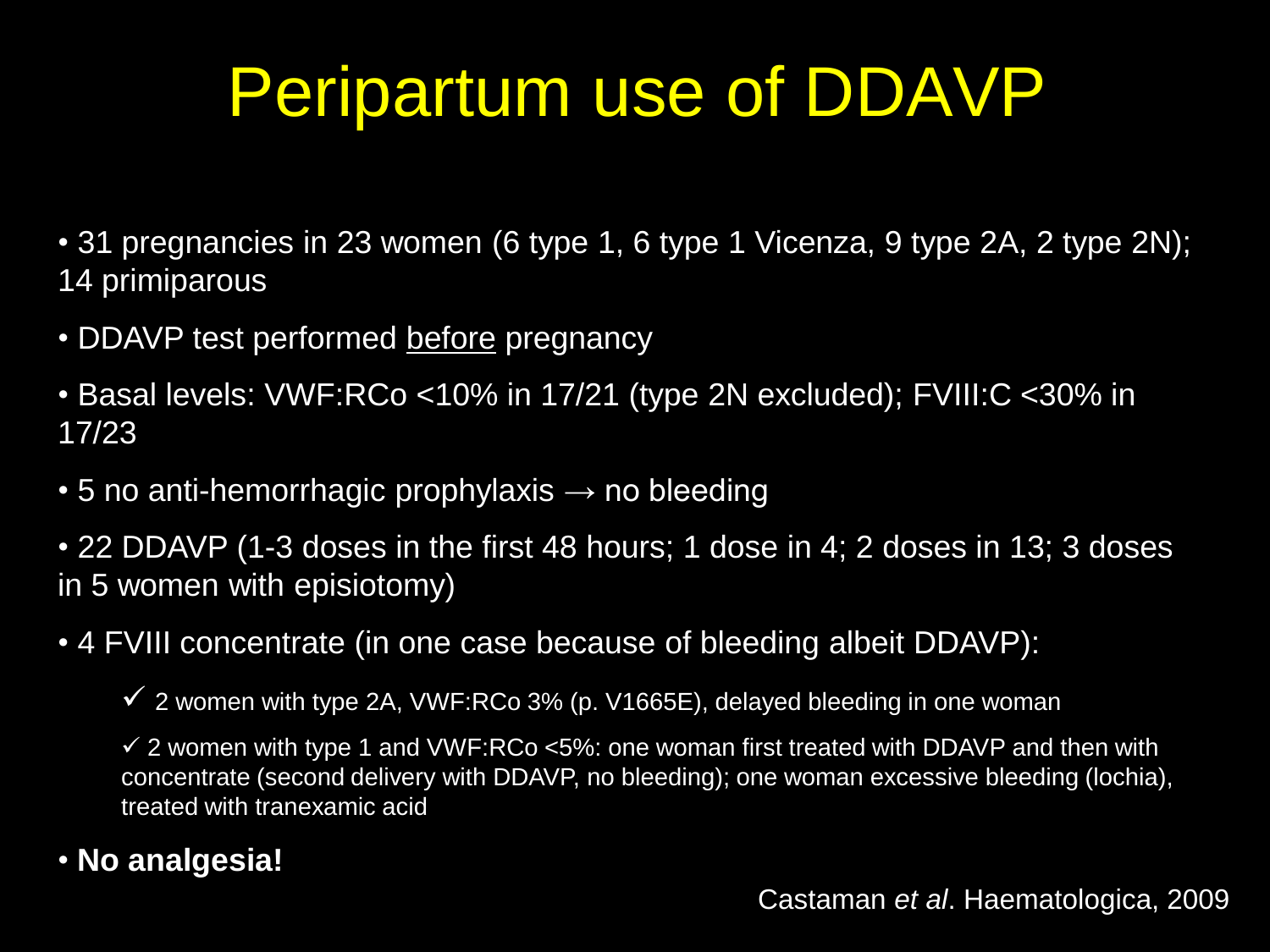# Peripartum use of DDAVP

- 31 pregnancies in 23 women (6 type 1, 6 type 1 Vicenza, 9 type 2A, 2 type 2N); 14 primiparous
- DDAVP test performed <u>before</u> pregnancy
- Basal levels: VWF:RCo <10% in 17/21 (type 2N excluded); FVIII:C <30% in 17/23
- 5 no anti-hemorrhagic prophylaxis → no bleeding
- 22 DDAVP (1-3 doses in the first 48 hours; 1 dose in 4; 2 doses in 13; 3 doses in 5 women with episiotomy)
- 4 FVIII concentrate (in one case because of bleeding albeit DDAVP):
  - ✓ 2 women with type 2A, VWF:RCo 3% (p. V1665E), delayed bleeding in one woman
  - ✓ 2 women with type 1 and VWF:RCo <5%: one woman first treated with DDAVP and then with concentrate (second delivery with DDAVP, no bleeding); one woman excessive bleeding (lochia), treated with tranexamic acid
- **No analgesia!**

Castaman *et al*. Haematologica, 2009